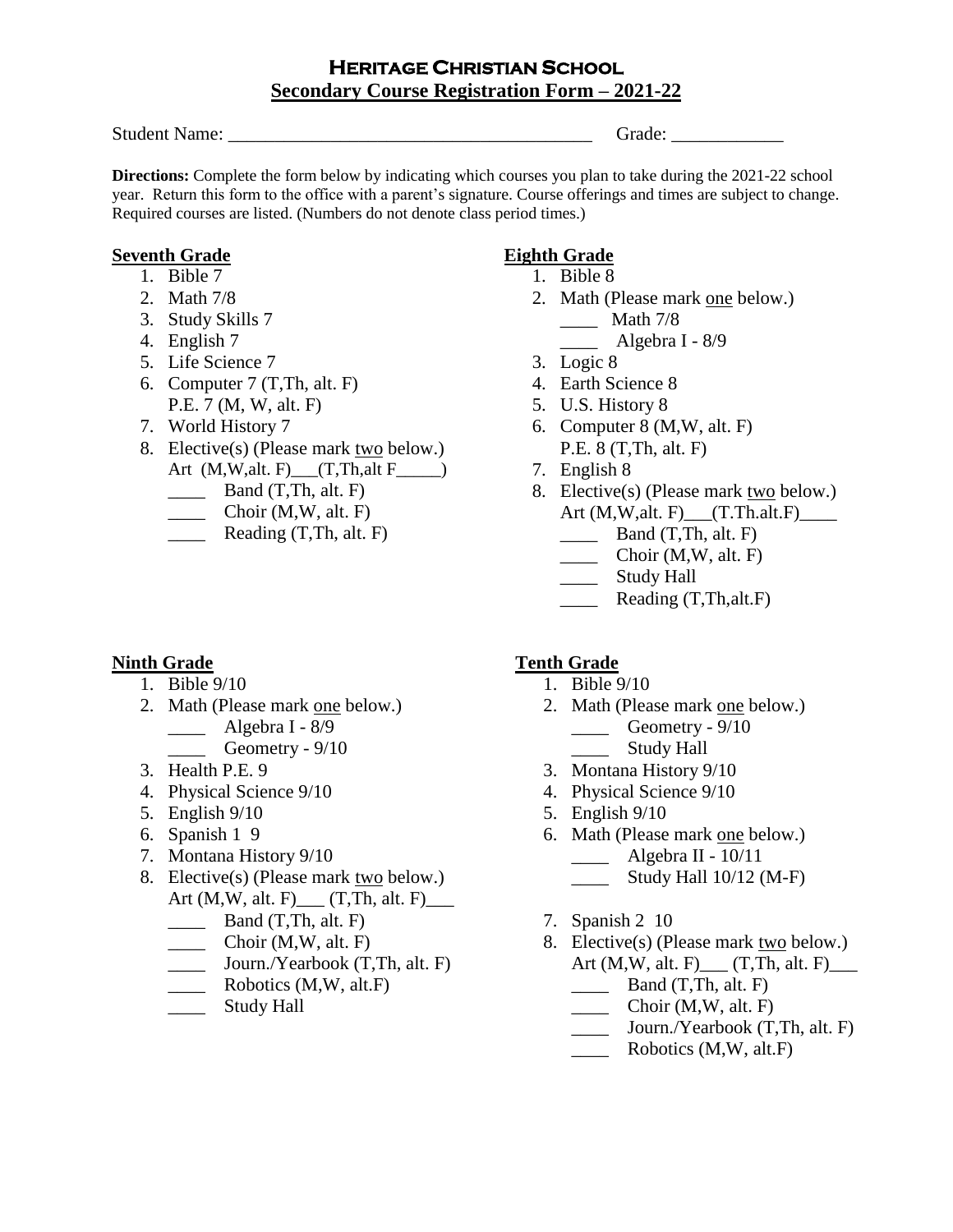# Heritage Christian School

## Secondary Course Registration Form – 2021-22

Student Name: ________________________________________ Grade: ____________

**Directions:** Complete the form below by indicating which courses you plan to take during the 2021-22 school year. Return this form to the office with a parent's signature. Course offerings and times are subject to change. Required courses are listed. (Numbers do not denote class period times.)

### Seventh Grade

1. Bible 7
2. Math 7/8
3. Study Skills 7
4. English 7
5. Life Science 7
6. Computer 7 (T,Th, alt. F)
   P.E. 7 (M, W, alt. F)
7. World History 7
8. Elective(s) (Please mark two below.)
   Art (M,W,alt. F)___(T,Th,alt F_____)
   ____ Band (T,Th, alt. F)
   ____ Choir (M,W, alt. F)
   ____ Reading (T,Th, alt. F)

### Eighth Grade

1. Bible 8
2. Math (Please mark one below.)
   ____ Math 7/8
   ____ Algebra I - 8/9
3. Logic 8
4. Earth Science 8
5. U.S. History 8
6. Computer 8 (M,W, alt. F)
   P.E. 8 (T,Th, alt. F)
7. English 8
8. Elective(s) (Please mark two below.)
   Art (M,W,alt. F)___(T.Th.alt.F)____
   ____ Band (T,Th, alt. F)
   ____ Choir (M,W, alt. F)
   ____ Study Hall
   ____ Reading (T,Th,alt.F)

### Ninth Grade

1. Bible 9/10
2. Math (Please mark one below.)
   ____ Algebra I - 8/9
   ____ Geometry - 9/10
3. Health P.E. 9
4. Physical Science 9/10
5. English 9/10
6. Spanish 1 9
7. Montana History 9/10
8. Elective(s) (Please mark two below.)
   Art (M,W, alt. F)___ (T,Th, alt. F)___
   ____ Band (T,Th, alt. F)
   ____ Choir (M,W, alt. F)
   ____ Journ./Yearbook (T,Th, alt. F)
   ____ Robotics (M,W, alt.F)
   ____ Study Hall

### Tenth Grade

1. Bible 9/10
2. Math (Please mark one below.)
   ____ Geometry - 9/10
   ____ Study Hall
3. Montana History 9/10
4. Physical Science 9/10
5. English 9/10
6. Math (Please mark one below.)
   ____ Algebra II - 10/11
   ____ Study Hall 10/12 (M-F)
7. Spanish 2 10
8. Elective(s) (Please mark two below.)
   Art (M,W, alt. F)___ (T,Th, alt. F)___
   ____ Band (T,Th, alt. F)
   ____ Choir (M,W, alt. F)
   ____ Journ./Yearbook (T,Th, alt. F)
   ____ Robotics (M,W, alt.F)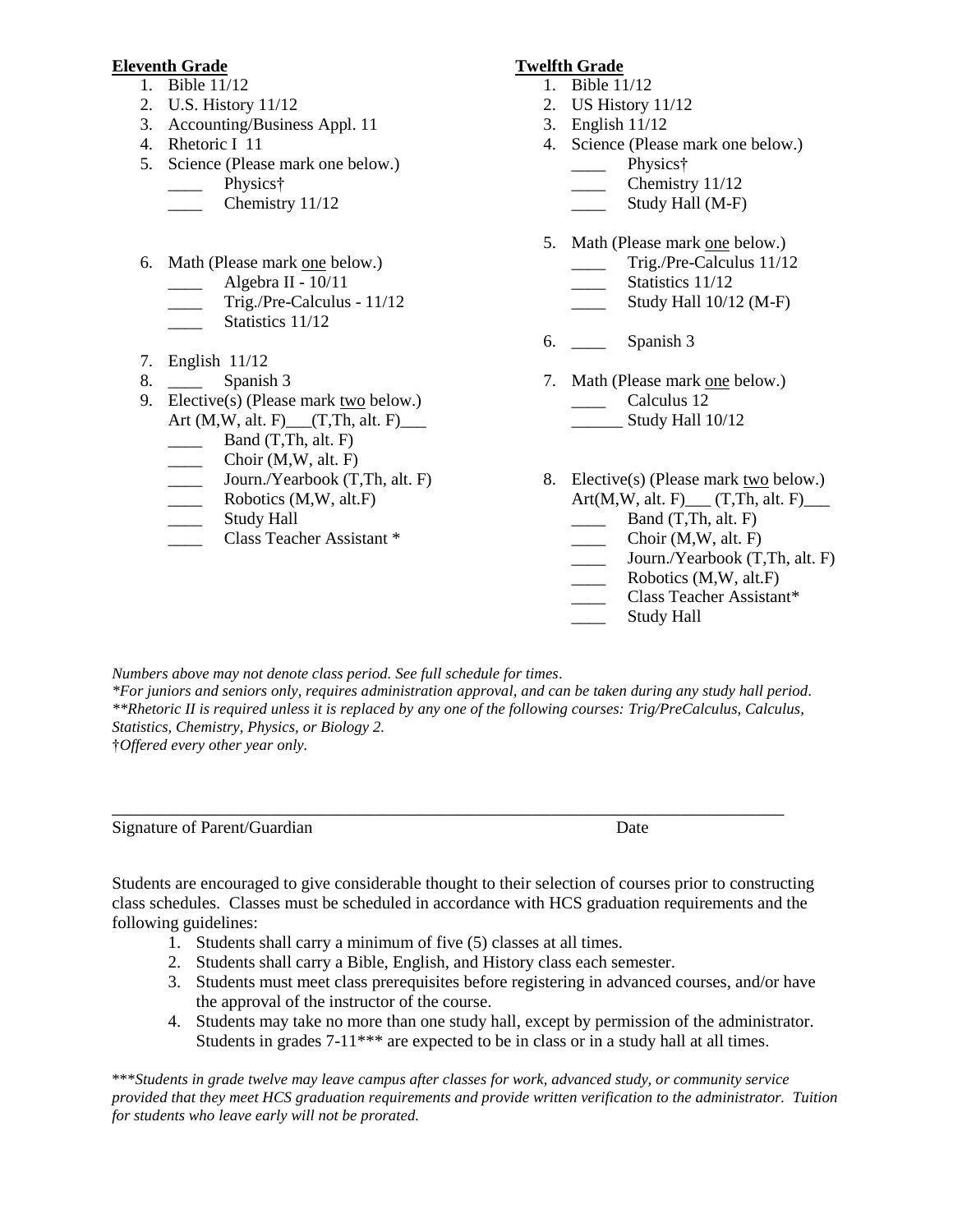**Eleventh Grade**

1. Bible 11/12
2. U.S. History 11/12
3. Accounting/Business Appl. 11
4. Rhetoric I 11
5. Science (Please mark one below.)
   ____ Physics†
   ____ Chemistry 11/12
6. Math (Please mark one below.)
   ____ Algebra II - 10/11
   ____ Trig./Pre-Calculus - 11/12
   ____ Statistics 11/12
7. English 11/12
8. ____ Spanish 3
9. Elective(s) (Please mark two below.)
   Art (M,W, alt. F)___(T,Th, alt. F)___
   ____ Band (T,Th, alt. F)
   ____ Choir (M,W, alt. F)
   ____ Journ./Yearbook (T,Th, alt. F)
   ____ Robotics (M,W, alt.F)
   ____ Study Hall
   ____ Class Teacher Assistant *

**Twelfth Grade**

1. Bible 11/12
2. US History 11/12
3. English 11/12
4. Science (Please mark one below.)
   ____ Physics†
   ____ Chemistry 11/12
   ____ Study Hall (M-F)
5. Math (Please mark one below.)
   ____ Trig./Pre-Calculus 11/12
   ____ Statistics 11/12
   ____ Study Hall 10/12 (M-F)
6. ____ Spanish 3
7. Math (Please mark one below.)
   ____ Calculus 12
   ______ Study Hall 10/12
8. Elective(s) (Please mark two below.)
   Art(M,W, alt. F)___ (T,Th, alt. F)___
   ____ Band (T,Th, alt. F)
   ____ Choir (M,W, alt. F)
   ____ Journ./Yearbook (T,Th, alt. F)
   ____ Robotics (M,W, alt.F)
   ____ Class Teacher Assistant*
   ____ Study Hall

*Numbers above may not denote class period. See full schedule for times.*
*\*For juniors and seniors only, requires administration approval, and can be taken during any study hall period.*
*\*\*Rhetoric II is required unless it is replaced by any one of the following courses: Trig/PreCalculus, Calculus, Statistics, Chemistry, Physics, or Biology 2.*
†*Offered every other year only.*

_______________________________________________________________________________

Signature of Parent/Guardian Date

Students are encouraged to give considerable thought to their selection of courses prior to constructing class schedules. Classes must be scheduled in accordance with HCS graduation requirements and the following guidelines:

1. Students shall carry a minimum of five (5) classes at all times.
2. Students shall carry a Bible, English, and History class each semester.
3. Students must meet class prerequisites before registering in advanced courses, and/or have the approval of the instructor of the course.
4. Students may take no more than one study hall, except by permission of the administrator. Students in grades 7-11*** are expected to be in class or in a study hall at all times.

\*\*\**Students in grade twelve may leave campus after classes for work, advanced study, or community service provided that they meet HCS graduation requirements and provide written verification to the administrator. Tuition for students who leave early will not be prorated.*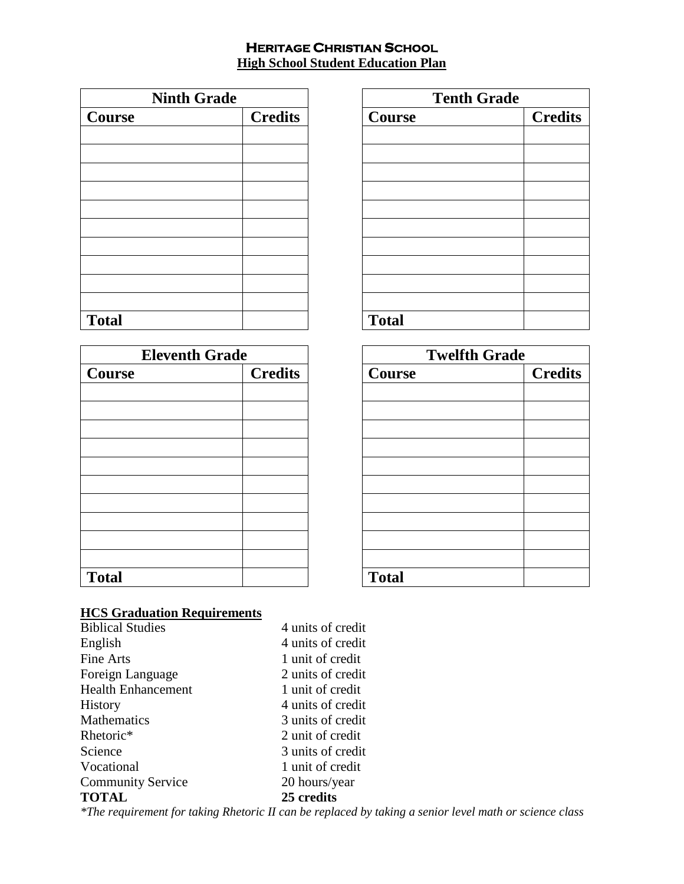# Heritage Christian School

## High School Student Education Plan

| Ninth Grade | |
|---|---|
| **Course** | **Credits** |
| | |
| | |
| | |
| | |
| | |
| | |
| | |
| | |
| | |
| | |
| **Total** | |

| Tenth Grade | |
|---|---|
| **Course** | **Credits** |
| | |
| | |
| | |
| | |
| | |
| | |
| | |
| | |
| | |
| | |
| **Total** | |

| Eleventh Grade | |
|---|---|
| **Course** | **Credits** |
| | |
| | |
| | |
| | |
| | |
| | |
| | |
| | |
| | |
| | |
| **Total** | |

| Twelfth Grade | |
|---|---|
| **Course** | **Credits** |
| | |
| | |
| | |
| | |
| | |
| | |
| | |
| | |
| | |
| | |
| **Total** | |

### HCS Graduation Requirements

| | |
|---|---|
| Biblical Studies | 4 units of credit |
| English | 4 units of credit |
| Fine Arts | 1 unit of credit |
| Foreign Language | 2 units of credit |
| Health Enhancement | 1 unit of credit |
| History | 4 units of credit |
| Mathematics | 3 units of credit |
| Rhetoric* | 2 unit of credit |
| Science | 3 units of credit |
| Vocational | 1 unit of credit |
| Community Service | 20 hours/year |
| **TOTAL** | **25 credits** |

*\*The requirement for taking Rhetoric II can be replaced by taking a senior level math or science class*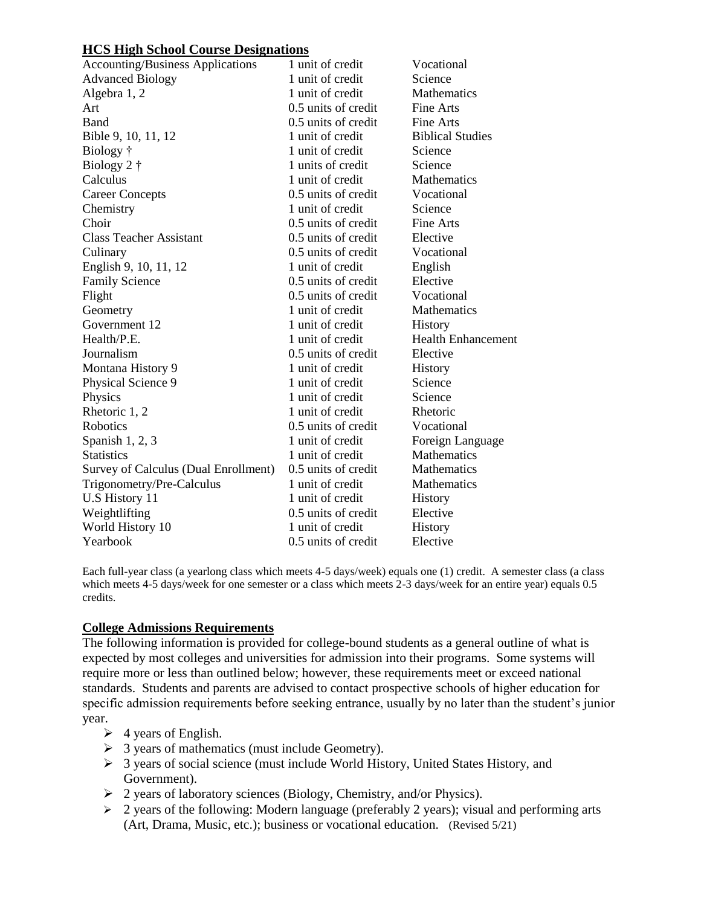## HCS High School Course Designations

| | | |
|---|---|---|
| Accounting/Business Applications | 1 unit of credit | Vocational |
| Advanced Biology | 1 unit of credit | Science |
| Algebra 1, 2 | 1 unit of credit | Mathematics |
| Art | 0.5 units of credit | Fine Arts |
| Band | 0.5 units of credit | Fine Arts |
| Bible 9, 10, 11, 12 | 1 unit of credit | Biblical Studies |
| Biology † | 1 unit of credit | Science |
| Biology 2 † | 1 units of credit | Science |
| Calculus | 1 unit of credit | Mathematics |
| Career Concepts | 0.5 units of credit | Vocational |
| Chemistry | 1 unit of credit | Science |
| Choir | 0.5 units of credit | Fine Arts |
| Class Teacher Assistant | 0.5 units of credit | Elective |
| Culinary | 0.5 units of credit | Vocational |
| English 9, 10, 11, 12 | 1 unit of credit | English |
| Family Science | 0.5 units of credit | Elective |
| Flight | 0.5 units of credit | Vocational |
| Geometry | 1 unit of credit | Mathematics |
| Government 12 | 1 unit of credit | History |
| Health/P.E. | 1 unit of credit | Health Enhancement |
| Journalism | 0.5 units of credit | Elective |
| Montana History 9 | 1 unit of credit | History |
| Physical Science 9 | 1 unit of credit | Science |
| Physics | 1 unit of credit | Science |
| Rhetoric 1, 2 | 1 unit of credit | Rhetoric |
| Robotics | 0.5 units of credit | Vocational |
| Spanish 1, 2, 3 | 1 unit of credit | Foreign Language |
| Statistics | 1 unit of credit | Mathematics |
| Survey of Calculus (Dual Enrollment) | 0.5 units of credit | Mathematics |
| Trigonometry/Pre-Calculus | 1 unit of credit | Mathematics |
| U.S History 11 | 1 unit of credit | History |
| Weightlifting | 0.5 units of credit | Elective |
| World History 10 | 1 unit of credit | History |
| Yearbook | 0.5 units of credit | Elective |

Each full-year class (a yearlong class which meets 4-5 days/week) equals one (1) credit. A semester class (a class which meets 4-5 days/week for one semester or a class which meets 2-3 days/week for an entire year) equals 0.5 credits.

## College Admissions Requirements

The following information is provided for college-bound students as a general outline of what is expected by most colleges and universities for admission into their programs. Some systems will require more or less than outlined below; however, these requirements meet or exceed national standards. Students and parents are advised to contact prospective schools of higher education for specific admission requirements before seeking entrance, usually by no later than the student's junior year.

- 4 years of English.
- 3 years of mathematics (must include Geometry).
- 3 years of social science (must include World History, United States History, and Government).
- 2 years of laboratory sciences (Biology, Chemistry, and/or Physics).
- 2 years of the following: Modern language (preferably 2 years); visual and performing arts (Art, Drama, Music, etc.); business or vocational education. (Revised 5/21)